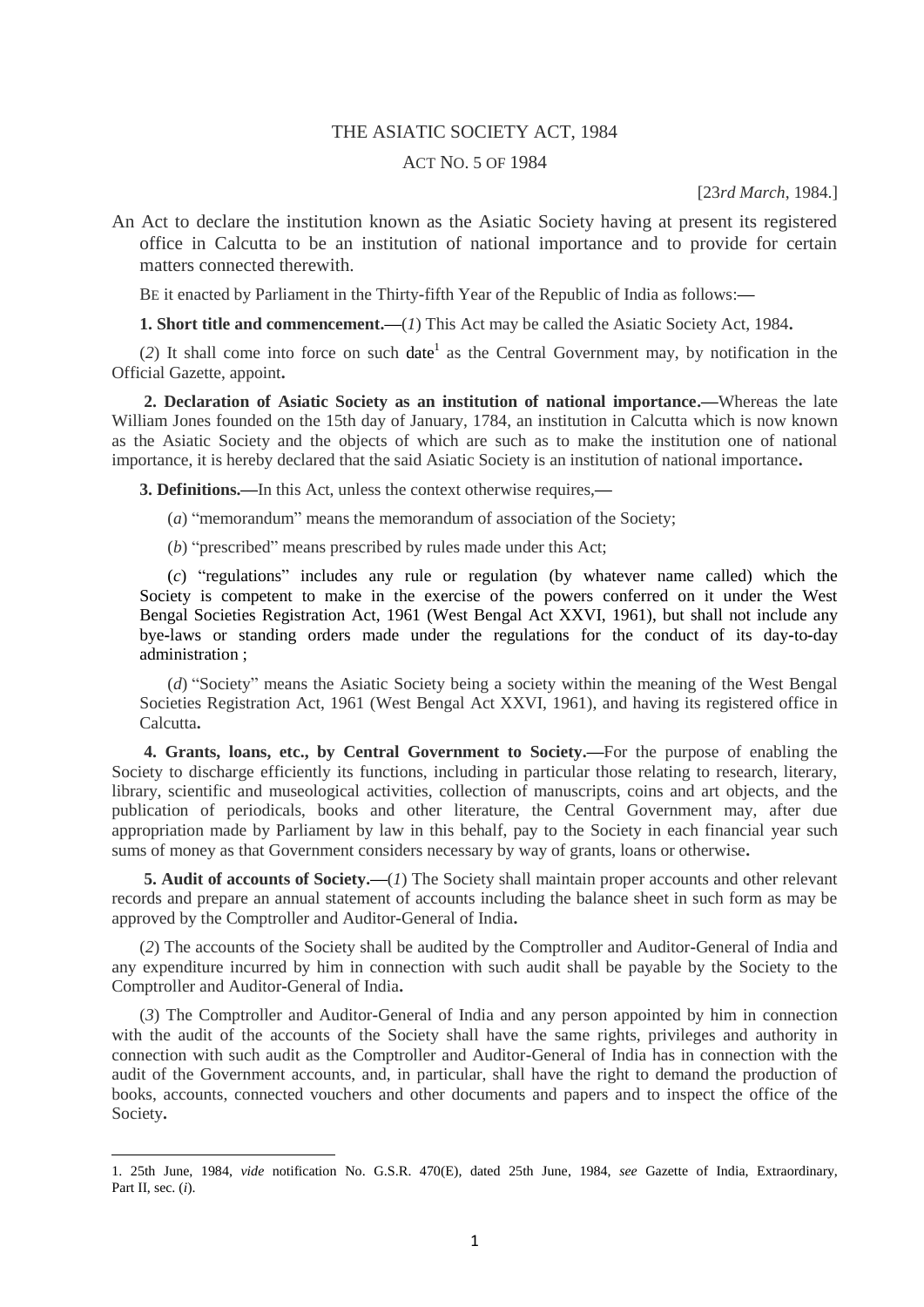# THE ASIATIC SOCIETY ACT, 1984

## ACT NO. 5 OF 1984

[23*rd March*, 1984.]

An Act to declare the institution known as the Asiatic Society having at present its registered office in Calcutta to be an institution of national importance and to provide for certain matters connected therewith.

BE it enacted by Parliament in the Thirty-fifth Year of the Republic of India as follows:—

**1. Short title and commencement.**—(*1*) This Act may be called the Asiatic Society Act, 1984.

(*2*) It shall come into force on such date[1] as the Central Government may, by notification in the Official Gazette, appoint.

**2. Declaration of Asiatic Society as an institution of national importance.**—Whereas the late William Jones founded on the 15th day of January, 1784, an institution in Calcutta which is now known as the Asiatic Society and the objects of which are such as to make the institution one of national importance, it is hereby declared that the said Asiatic Society is an institution of national importance.

**3. Definitions.**—In this Act, unless the context otherwise requires,—

(*a*) "memorandum" means the memorandum of association of the Society;

(*b*) "prescribed" means prescribed by rules made under this Act;

(*c*) "regulations" includes any rule or regulation (by whatever name called) which the Society is competent to make in the exercise of the powers conferred on it under the West Bengal Societies Registration Act, 1961 (West Bengal Act XXVI, 1961), but shall not include any bye-laws or standing orders made under the regulations for the conduct of its day-to-day administration ;

(*d*) "Society" means the Asiatic Society being a society within the meaning of the West Bengal Societies Registration Act, 1961 (West Bengal Act XXVI, 1961), and having its registered office in Calcutta.

**4. Grants, loans, etc., by Central Government to Society.**—For the purpose of enabling the Society to discharge efficiently its functions, including in particular those relating to research, literary, library, scientific and museological activities, collection of manuscripts, coins and art objects, and the publication of periodicals, books and other literature, the Central Government may, after due appropriation made by Parliament by law in this behalf, pay to the Society in each financial year such sums of money as that Government considers necessary by way of grants, loans or otherwise.

**5. Audit of accounts of Society.**—(*1*) The Society shall maintain proper accounts and other relevant records and prepare an annual statement of accounts including the balance sheet in such form as may be approved by the Comptroller and Auditor-General of India.

(*2*) The accounts of the Society shall be audited by the Comptroller and Auditor-General of India and any expenditure incurred by him in connection with such audit shall be payable by the Society to the Comptroller and Auditor-General of India.

(*3*) The Comptroller and Auditor-General of India and any person appointed by him in connection with the audit of the accounts of the Society shall have the same rights, privileges and authority in connection with such audit as the Comptroller and Auditor-General of India has in connection with the audit of the Government accounts, and, in particular, shall have the right to demand the production of books, accounts, connected vouchers and other documents and papers and to inspect the office of the Society.

---

1. 25th June, 1984, *vide* notification No. G.S.R. 470(E), dated 25th June, 1984, *see* Gazette of India, Extraordinary, Part II, sec. (*i*).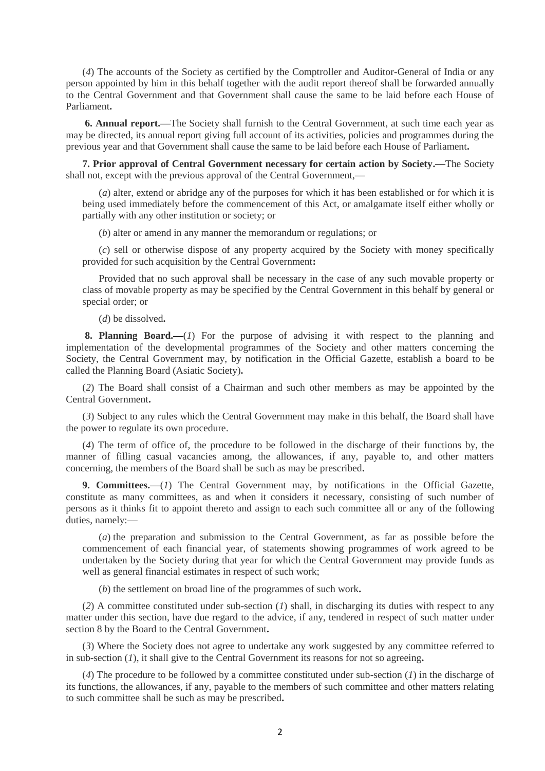(*4*) The accounts of the Society as certified by the Comptroller and Auditor-General of India or any person appointed by him in this behalf together with the audit report thereof shall be forwarded annually to the Central Government and that Government shall cause the same to be laid before each House of Parliament**.**

**6. Annual report.—**The Society shall furnish to the Central Government, at such time each year as may be directed, its annual report giving full account of its activities, policies and programmes during the previous year and that Government shall cause the same to be laid before each House of Parliament**.**

**7. Prior approval of Central Government necessary for certain action by Society.—**The Society shall not, except with the previous approval of the Central Government,**—**

(*a*) alter, extend or abridge any of the purposes for which it has been established or for which it is being used immediately before the commencement of this Act, or amalgamate itself either wholly or partially with any other institution or society; or

(*b*) alter or amend in any manner the memorandum or regulations; or

(*c*) sell or otherwise dispose of any property acquired by the Society with money specifically provided for such acquisition by the Central Government**:**

Provided that no such approval shall be necessary in the case of any such movable property or class of movable property as may be specified by the Central Government in this behalf by general or special order; or

(*d*) be dissolved**.**

**8. Planning Board.—**(*1*) For the purpose of advising it with respect to the planning and implementation of the developmental programmes of the Society and other matters concerning the Society, the Central Government may, by notification in the Official Gazette, establish a board to be called the Planning Board (Asiatic Society)**.**

(*2*) The Board shall consist of a Chairman and such other members as may be appointed by the Central Government**.**

(*3*) Subject to any rules which the Central Government may make in this behalf, the Board shall have the power to regulate its own procedure.

(*4*) The term of office of, the procedure to be followed in the discharge of their functions by, the manner of filling casual vacancies among, the allowances, if any, payable to, and other matters concerning, the members of the Board shall be such as may be prescribed**.**

**9. Committees.—**(*1*) The Central Government may, by notifications in the Official Gazette, constitute as many committees, as and when it considers it necessary, consisting of such number of persons as it thinks fit to appoint thereto and assign to each such committee all or any of the following duties, namely:**—**

(*a*) the preparation and submission to the Central Government, as far as possible before the commencement of each financial year, of statements showing programmes of work agreed to be undertaken by the Society during that year for which the Central Government may provide funds as well as general financial estimates in respect of such work;

(*b*) the settlement on broad line of the programmes of such work**.**

(*2*) A committee constituted under sub-section (*1*) shall, in discharging its duties with respect to any matter under this section, have due regard to the advice, if any, tendered in respect of such matter under section 8 by the Board to the Central Government**.**

(*3*) Where the Society does not agree to undertake any work suggested by any committee referred to in sub-section (*1*), it shall give to the Central Government its reasons for not so agreeing**.**

(*4*) The procedure to be followed by a committee constituted under sub-section (*1*) in the discharge of its functions, the allowances, if any, payable to the members of such committee and other matters relating to such committee shall be such as may be prescribed**.**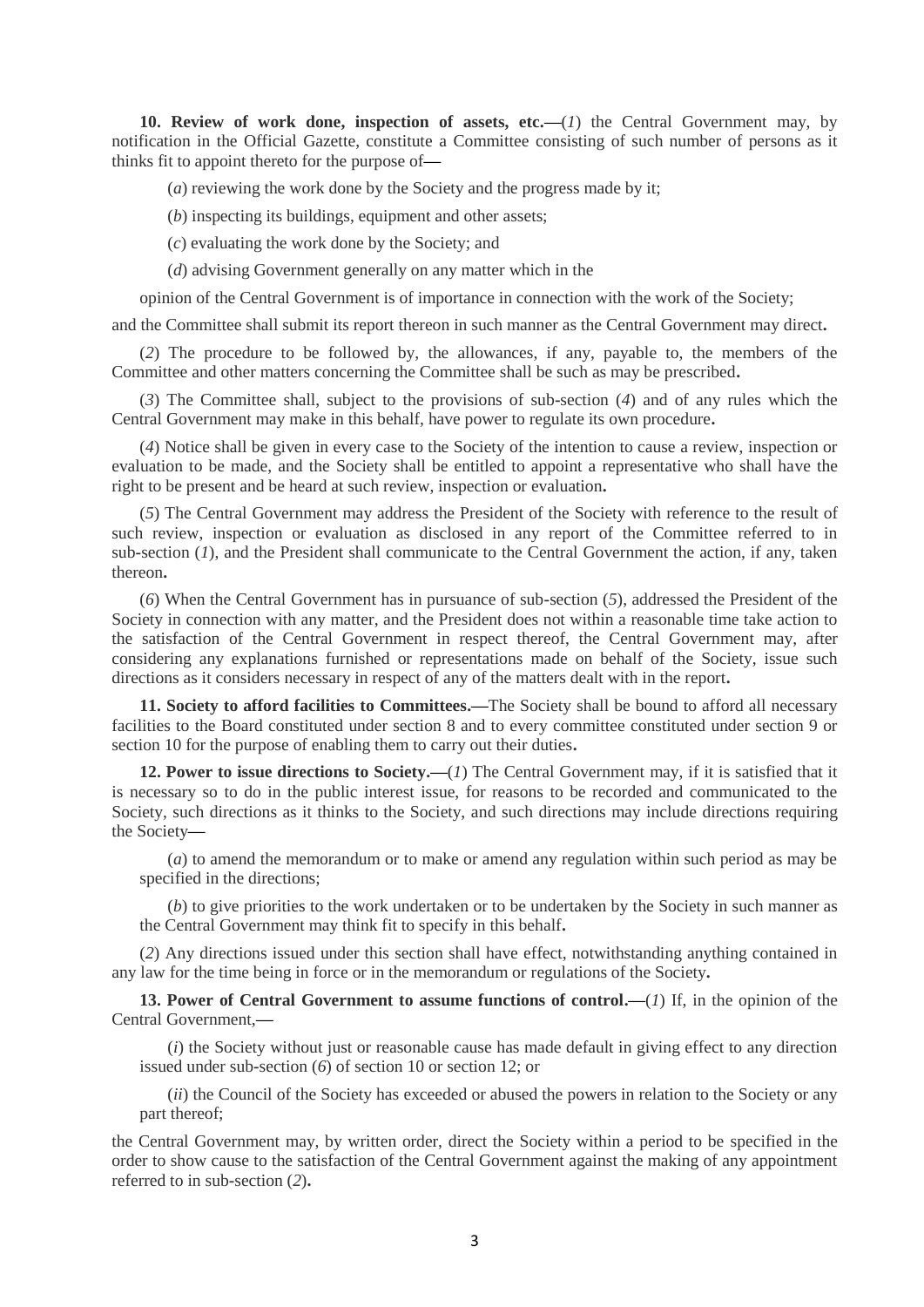**10. Review of work done, inspection of assets, etc.—**(*1*) the Central Government may, by notification in the Official Gazette, constitute a Committee consisting of such number of persons as it thinks fit to appoint thereto for the purpose of—

(*a*) reviewing the work done by the Society and the progress made by it;

(*b*) inspecting its buildings, equipment and other assets;

(*c*) evaluating the work done by the Society; and

(*d*) advising Government generally on any matter which in the

opinion of the Central Government is of importance in connection with the work of the Society;

and the Committee shall submit its report thereon in such manner as the Central Government may direct**.**

(*2*) The procedure to be followed by, the allowances, if any, payable to, the members of the Committee and other matters concerning the Committee shall be such as may be prescribed**.**

(*3*) The Committee shall, subject to the provisions of sub-section (*4*) and of any rules which the Central Government may make in this behalf, have power to regulate its own procedure**.**

(*4*) Notice shall be given in every case to the Society of the intention to cause a review, inspection or evaluation to be made, and the Society shall be entitled to appoint a representative who shall have the right to be present and be heard at such review, inspection or evaluation**.**

(*5*) The Central Government may address the President of the Society with reference to the result of such review, inspection or evaluation as disclosed in any report of the Committee referred to in sub-section (*1*), and the President shall communicate to the Central Government the action, if any, taken thereon**.**

(*6*) When the Central Government has in pursuance of sub-section (*5*), addressed the President of the Society in connection with any matter, and the President does not within a reasonable time take action to the satisfaction of the Central Government in respect thereof, the Central Government may, after considering any explanations furnished or representations made on behalf of the Society, issue such directions as it considers necessary in respect of any of the matters dealt with in the report**.**

**11. Society to afford facilities to Committees.—**The Society shall be bound to afford all necessary facilities to the Board constituted under section 8 and to every committee constituted under section 9 or section 10 for the purpose of enabling them to carry out their duties**.**

**12. Power to issue directions to Society.—**(*1*) The Central Government may, if it is satisfied that it is necessary so to do in the public interest issue, for reasons to be recorded and communicated to the Society, such directions as it thinks to the Society, and such directions may include directions requiring the Society—

(*a*) to amend the memorandum or to make or amend any regulation within such period as may be specified in the directions;

(*b*) to give priorities to the work undertaken or to be undertaken by the Society in such manner as the Central Government may think fit to specify in this behalf**.**

(*2*) Any directions issued under this section shall have effect, notwithstanding anything contained in any law for the time being in force or in the memorandum or regulations of the Society**.**

**13. Power of Central Government to assume functions of control.—**(*1*) If, in the opinion of the Central Government,—

(*i*) the Society without just or reasonable cause has made default in giving effect to any direction issued under sub-section (*6*) of section 10 or section 12; or

(*ii*) the Council of the Society has exceeded or abused the powers in relation to the Society or any part thereof;

the Central Government may, by written order, direct the Society within a period to be specified in the order to show cause to the satisfaction of the Central Government against the making of any appointment referred to in sub-section (*2*)**.**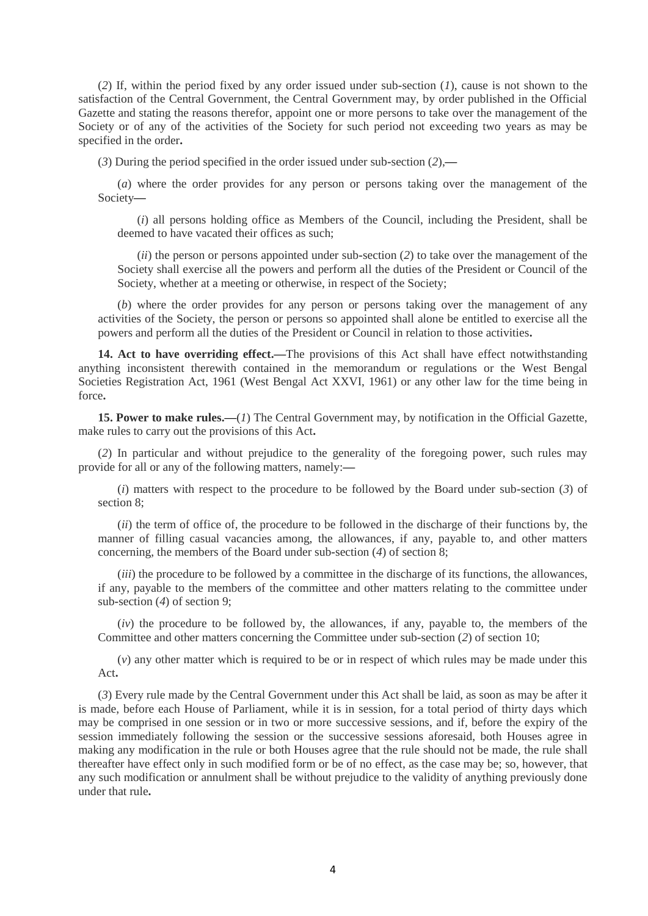(*2*) If, within the period fixed by any order issued under sub-section (*1*), cause is not shown to the satisfaction of the Central Government, the Central Government may, by order published in the Official Gazette and stating the reasons therefor, appoint one or more persons to take over the management of the Society or of any of the activities of the Society for such period not exceeding two years as may be specified in the order**.**

(*3*) During the period specified in the order issued under sub-section (*2*),**—**

(*a*) where the order provides for any person or persons taking over the management of the Society**—**

(*i*) all persons holding office as Members of the Council, including the President, shall be deemed to have vacated their offices as such;

(*ii*) the person or persons appointed under sub-section (*2*) to take over the management of the Society shall exercise all the powers and perform all the duties of the President or Council of the Society, whether at a meeting or otherwise, in respect of the Society;

(*b*) where the order provides for any person or persons taking over the management of any activities of the Society, the person or persons so appointed shall alone be entitled to exercise all the powers and perform all the duties of the President or Council in relation to those activities**.**

**14. Act to have overriding effect.—**The provisions of this Act shall have effect notwithstanding anything inconsistent therewith contained in the memorandum or regulations or the West Bengal Societies Registration Act, 1961 (West Bengal Act XXVI, 1961) or any other law for the time being in force**.**

**15. Power to make rules.—**(*1*) The Central Government may, by notification in the Official Gazette, make rules to carry out the provisions of this Act**.**

(*2*) In particular and without prejudice to the generality of the foregoing power, such rules may provide for all or any of the following matters, namely:**—**

(*i*) matters with respect to the procedure to be followed by the Board under sub-section (*3*) of section 8;

(*ii*) the term of office of, the procedure to be followed in the discharge of their functions by, the manner of filling casual vacancies among, the allowances, if any, payable to, and other matters concerning, the members of the Board under sub-section (*4*) of section 8;

(*iii*) the procedure to be followed by a committee in the discharge of its functions, the allowances, if any, payable to the members of the committee and other matters relating to the committee under sub-section (*4*) of section 9;

(*iv*) the procedure to be followed by, the allowances, if any, payable to, the members of the Committee and other matters concerning the Committee under sub-section (*2*) of section 10;

(*v*) any other matter which is required to be or in respect of which rules may be made under this Act**.**

(*3*) Every rule made by the Central Government under this Act shall be laid, as soon as may be after it is made, before each House of Parliament, while it is in session, for a total period of thirty days which may be comprised in one session or in two or more successive sessions, and if, before the expiry of the session immediately following the session or the successive sessions aforesaid, both Houses agree in making any modification in the rule or both Houses agree that the rule should not be made, the rule shall thereafter have effect only in such modified form or be of no effect, as the case may be; so, however, that any such modification or annulment shall be without prejudice to the validity of anything previously done under that rule**.**